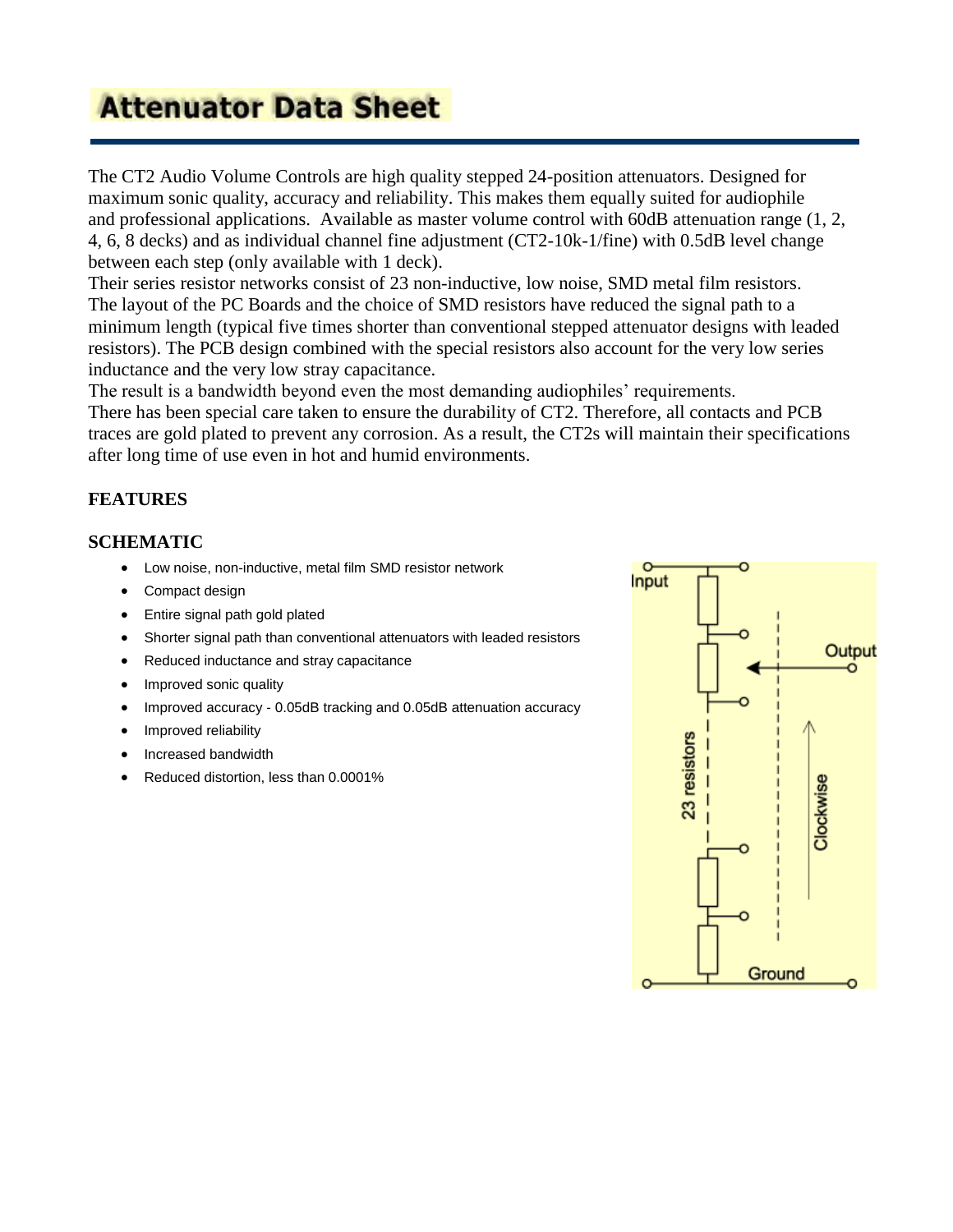# Attenuator Data Sheet

The CT2 Audio Volume Controls are high quality stepped 24-position attenuators. Designed for maximum sonic quality, accuracy and reliability. This makes them equally suited for audiophile and professional applications. Available as master volume control with 60dB attenuation range (1, 2, 4, 6, 8 decks) and as individual channel fine adjustment (CT2-10k-1/fine) with 0.5dB level change between each step (only available with 1 deck).

Their series resistor networks consist of 23 non-inductive, low noise, SMD metal film resistors. The layout of the PC Boards and the choice of SMD resistors have reduced the signal path to a minimum length (typical five times shorter than conventional stepped attenuator designs with leaded resistors). The PCB design combined with the special resistors also account for the very low series inductance and the very low stray capacitance.

The result is a bandwidth beyond even the most demanding audiophiles' requirements.

There has been special care taken to ensure the durability of CT2. Therefore, all contacts and PCB traces are gold plated to prevent any corrosion. As a result, the CT2s will maintain their specifications after long time of use even in hot and humid environments.

**FEATURES**

### SCHEMATIC

- Low noise, non-inductive, metal film SMD resistor network
- Compact design
- Entire signal path gold plated
- Shorter signal path than conventional attenuators with leaded resistors
- Reduced inductance and stray capacitance
- Improved sonic quality
- Improved accuracy - 0.05dB tracking and 0.05dB attenuation accuracy
- Improved reliability
- Increased bandwidth
- Reduced distortion, less than 0.0001%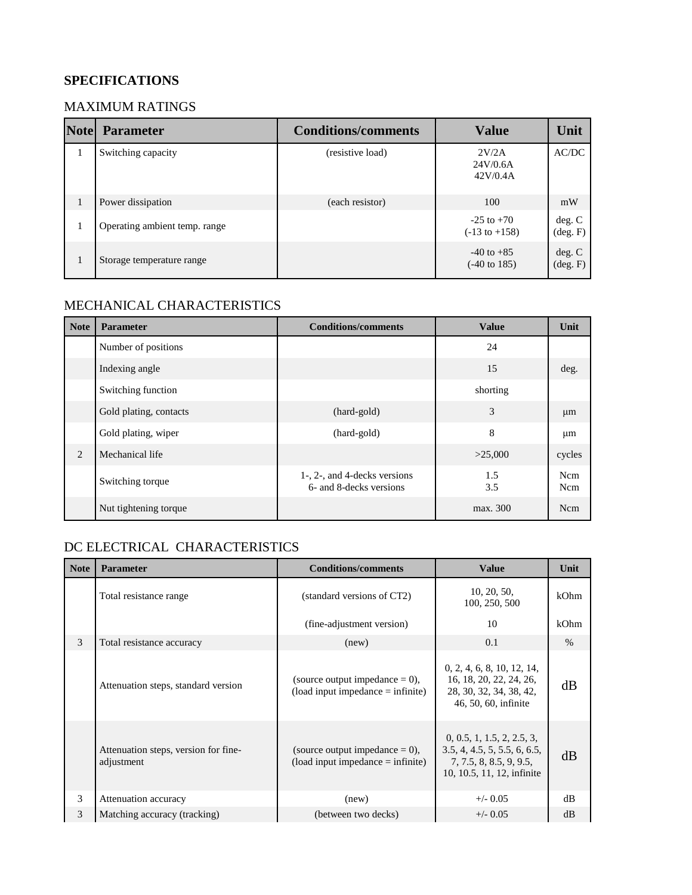## SPECIFICATIONS

### MAXIMUM RATINGS

| Note | Parameter | Conditions/comments | Value | Unit |
|---|---|---|---|---|
| 1 | Switching capacity | (resistive load) | 2V/2A<br>24V/0.6A<br>42V/0.4A | AC/DC |
| 1 | Power dissipation | (each resistor) | 100 | mW |
| 1 | Operating ambient temp. range | | -25 to +70<br>(-13 to +158) | deg. C<br>(deg. F) |
| 1 | Storage temperature range | | -40 to +85<br>(-40 to 185) | deg. C<br>(deg. F) |

### MECHANICAL CHARACTERISTICS

| Note | Parameter | Conditions/comments | Value | Unit |
|---|---|---|---|---|
| | Number of positions | | 24 | |
| | Indexing angle | | 15 | deg. |
| | Switching function | | shorting | |
| | Gold plating, contacts | (hard-gold) | 3 | µm |
| | Gold plating, wiper | (hard-gold) | 8 | µm |
| 2 | Mechanical life | | >25,000 | cycles |
| | Switching torque | 1-, 2-, and 4-decks versions<br>6- and 8-decks versions | 1.5<br>3.5 | Ncm<br>Ncm |
| | Nut tightening torque | | max. 300 | Ncm |

### DC ELECTRICAL CHARACTERISTICS

| Note | Parameter | Conditions/comments | Value | Unit |
|---|---|---|---|---|
| | Total resistance range | (standard versions of CT2) | 10, 20, 50,<br>100, 250, 500 | kOhm |
| | | (fine-adjustment version) | 10 | kOhm |
| 3 | Total resistance accuracy | (new) | 0.1 | % |
| | Attenuation steps, standard version | (source output impedance = 0),<br>(load input impedance = infinite) | 0, 2, 4, 6, 8, 10, 12, 14, 16, 18, 20, 22, 24, 26, 28, 30, 32, 34, 38, 42, 46, 50, 60, infinite | dB |
| | Attenuation steps, version for fine-adjustment | (source output impedance = 0),<br>(load input impedance = infinite) | 0, 0.5, 1, 1.5, 2, 2.5, 3, 3.5, 4, 4.5, 5, 5.5, 6, 6.5, 7, 7.5, 8, 8.5, 9, 9.5, 10, 10.5, 11, 12, infinite | dB |
| 3 | Attenuation accuracy | (new) | +/- 0.05 | dB |
| 3 | Matching accuracy (tracking) | (between two decks) | +/- 0.05 | dB |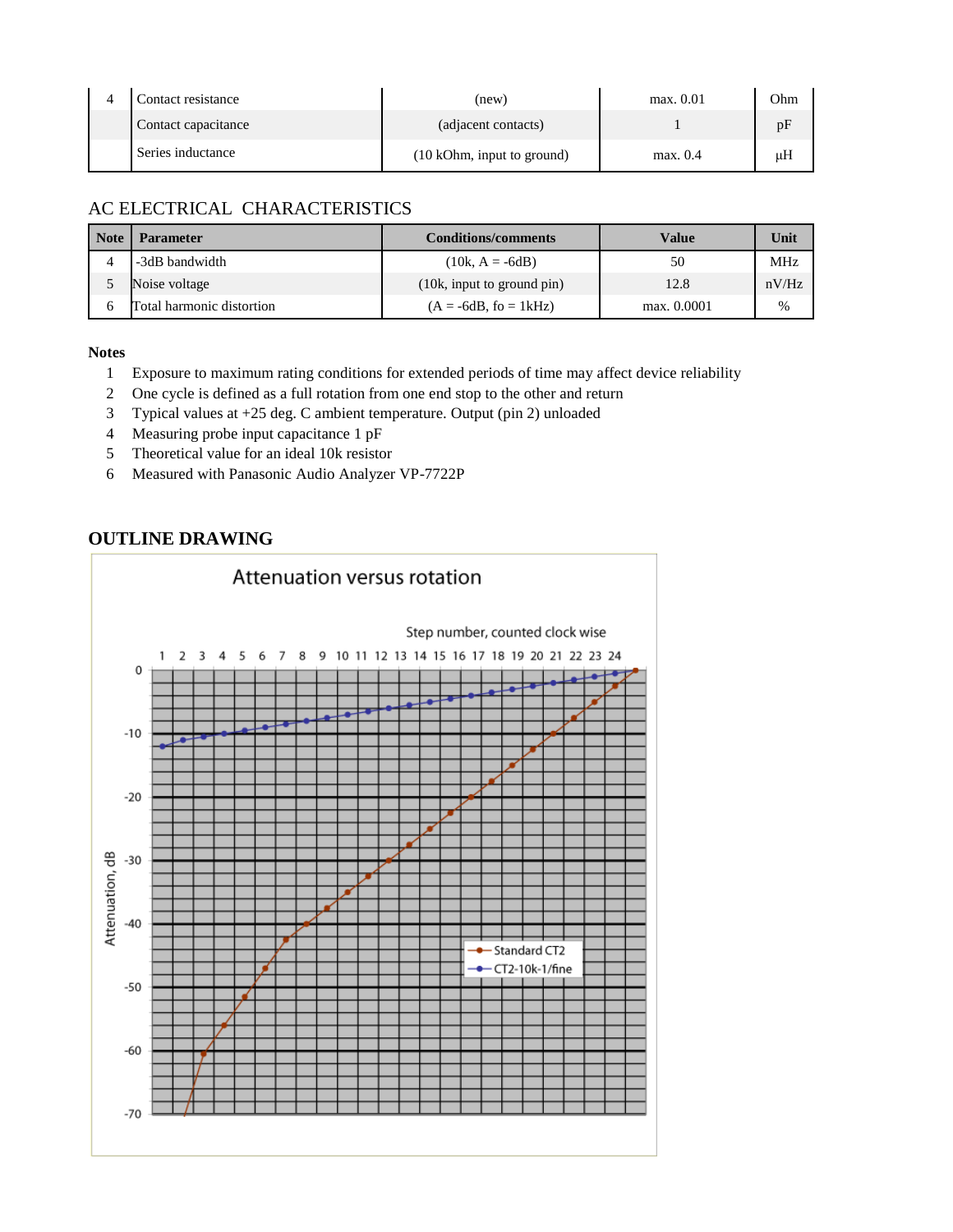| 4 | Contact resistance | (new) | max. 0.01 | Ohm |
|---|---|---|---|---|
| | Contact capacitance | (adjacent contacts) | 1 | pF |
| | Series inductance | (10 kOhm, input to ground) | max. 0.4 | µH |

## AC ELECTRICAL CHARACTERISTICS

| Note | Parameter | Conditions/comments | Value | Unit |
|---|---|---|---|---|
| 4 | -3dB bandwidth | (10k, A = -6dB) | 50 | MHz |
| 5 | Noise voltage | (10k, input to ground pin) | 12.8 | nV/Hz |
| 6 | Total harmonic distortion | (A = -6dB, fo = 1kHz) | max. 0.0001 | % |

**Notes**

1. Exposure to maximum rating conditions for extended periods of time may affect device reliability
2. One cycle is defined as a full rotation from one end stop to the other and return
3. Typical values at +25 deg. C ambient temperature. Output (pin 2) unloaded
4. Measuring probe input capacitance 1 pF
5. Theoretical value for an ideal 10k resistor
6. Measured with Panasonic Audio Analyzer VP-7722P

## OUTLINE DRAWING

Attenuation versus rotation

Step number, counted clock wise

Attenuation, dB

Standard CT2

CT2-10k-1/fine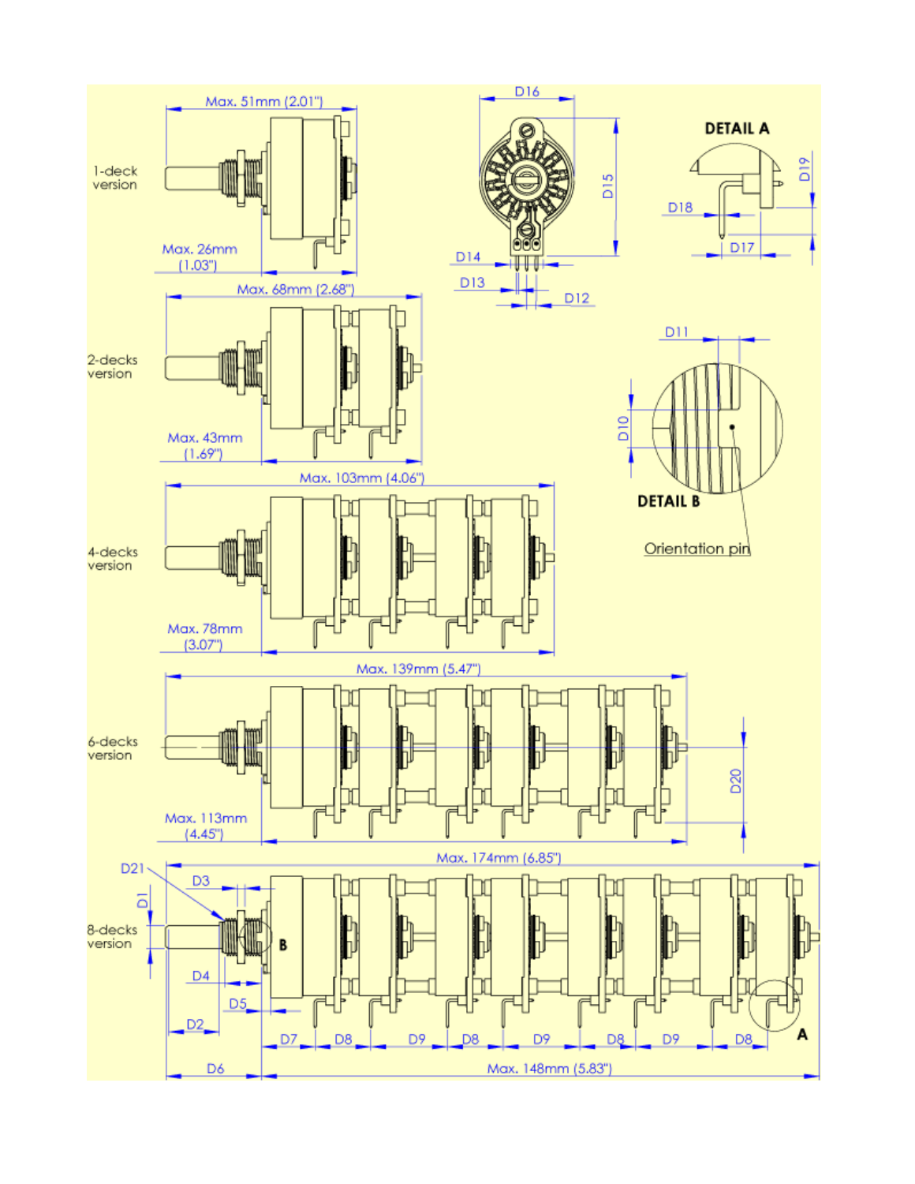1-deck version

Max. 51mm (2.01")

Max. 26mm (1.03")

2-decks version

Max. 68mm (2.68")

Max. 43mm (1.69")

4-decks version

Max. 103mm (4.06")

Max. 78mm (3.07")

6-decks version

Max. 139mm (5.47")

Max. 113mm (4.45")

8-decks version

Max. 174mm (6.85")

Max. 148mm (5.83")

D1 D2 D3 D4 D5 D6 D7 D8 D9 D8 D9 D8 D9 D8 D20 D21

D12 D13 D14 D15 D16

**DETAIL A**

D17 D18 D19

**DETAIL B**

D10 D11

Orientation pin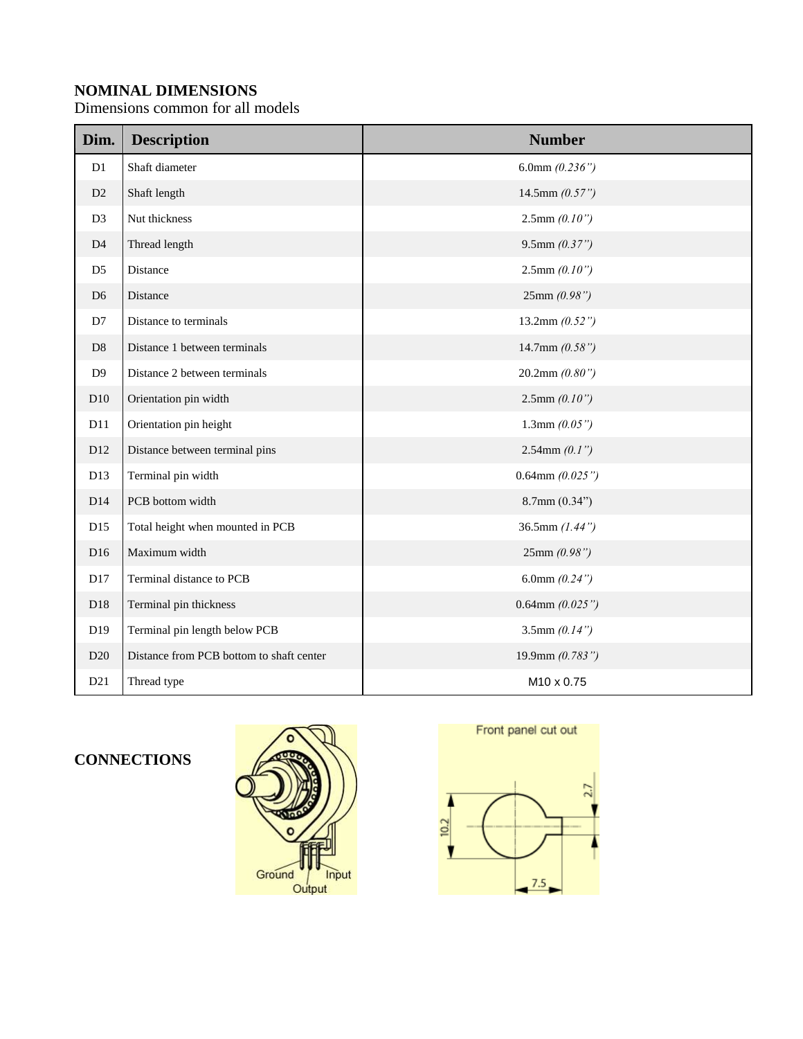**NOMINAL DIMENSIONS**

Dimensions common for all models

| Dim. | Description | Number |
|---|---|---|
| D1 | Shaft diameter | 6.0mm *(0.236")* |
| D2 | Shaft length | 14.5mm *(0.57")* |
| D3 | Nut thickness | 2.5mm *(0.10")* |
| D4 | Thread length | 9.5mm *(0.37")* |
| D5 | Distance | 2.5mm *(0.10")* |
| D6 | Distance | 25mm *(0.98")* |
| D7 | Distance to terminals | 13.2mm *(0.52")* |
| D8 | Distance 1 between terminals | 14.7mm *(0.58")* |
| D9 | Distance 2 between terminals | 20.2mm *(0.80")* |
| D10 | Orientation pin width | 2.5mm *(0.10")* |
| D11 | Orientation pin height | 1.3mm *(0.05")* |
| D12 | Distance between terminal pins | 2.54mm *(0.1")* |
| D13 | Terminal pin width | 0.64mm *(0.025")* |
| D14 | PCB bottom width | 8.7mm (0.34") |
| D15 | Total height when mounted in PCB | 36.5mm *(1.44")* |
| D16 | Maximum width | 25mm *(0.98")* |
| D17 | Terminal distance to PCB | 6.0mm *(0.24")* |
| D18 | Terminal pin thickness | 0.64mm *(0.025")* |
| D19 | Terminal pin length below PCB | 3.5mm *(0.14")* |
| D20 | Distance from PCB bottom to shaft center | 19.9mm *(0.783")* |
| D21 | Thread type | M10 x 0.75 |

**CONNECTIONS**

Ground
Output
Input

Front panel cut out

10.2
2.7
7.5